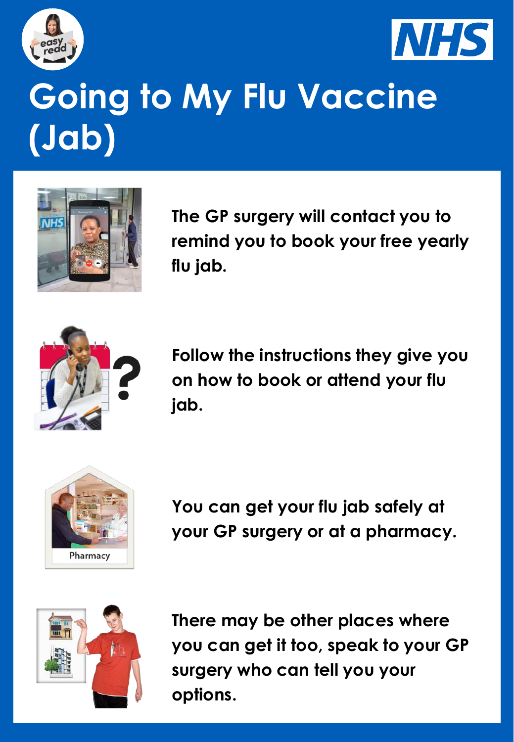# Going to My Flu Vaccine (Jab)

The GP surgery will contact you to remind you to book your free yearly flu jab.

Follow the instructions they give you on how to book or attend your flu jab.

You can get your flu jab safely at your GP surgery or at a pharmacy.

There may be other places where you can get it too, speak to your GP surgery who can tell you your options.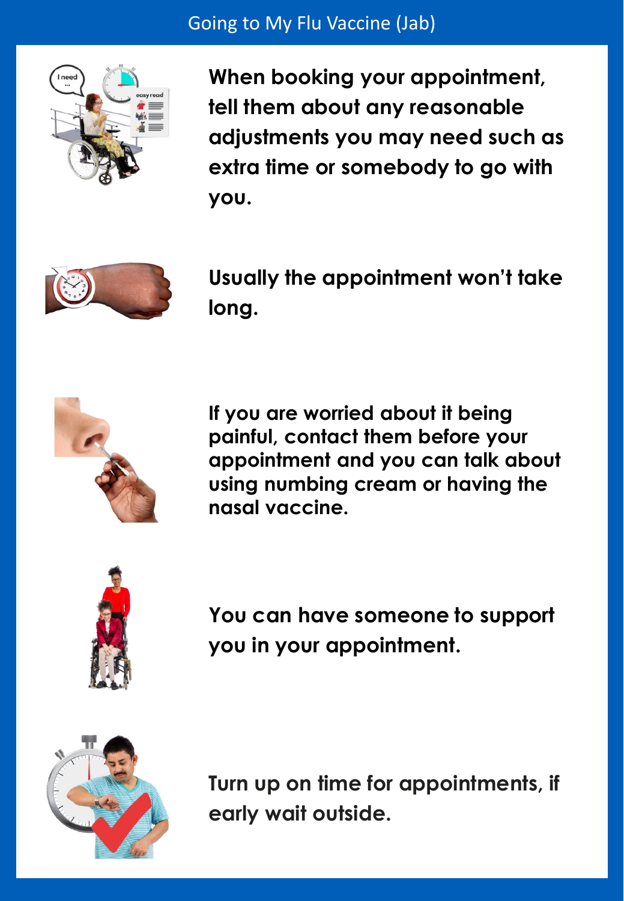# Going to My Flu Vaccine (Jab)

**When booking your appointment, tell them about any reasonable adjustments you may need such as extra time or somebody to go with you.**

**Usually the appointment won't take long.**

**If you are worried about it being painful, contact them before your appointment and you can talk about using numbing cream or having the nasal vaccine.**

**You can have someone to support you in your appointment.**

**Turn up on time for appointments, if early wait outside.**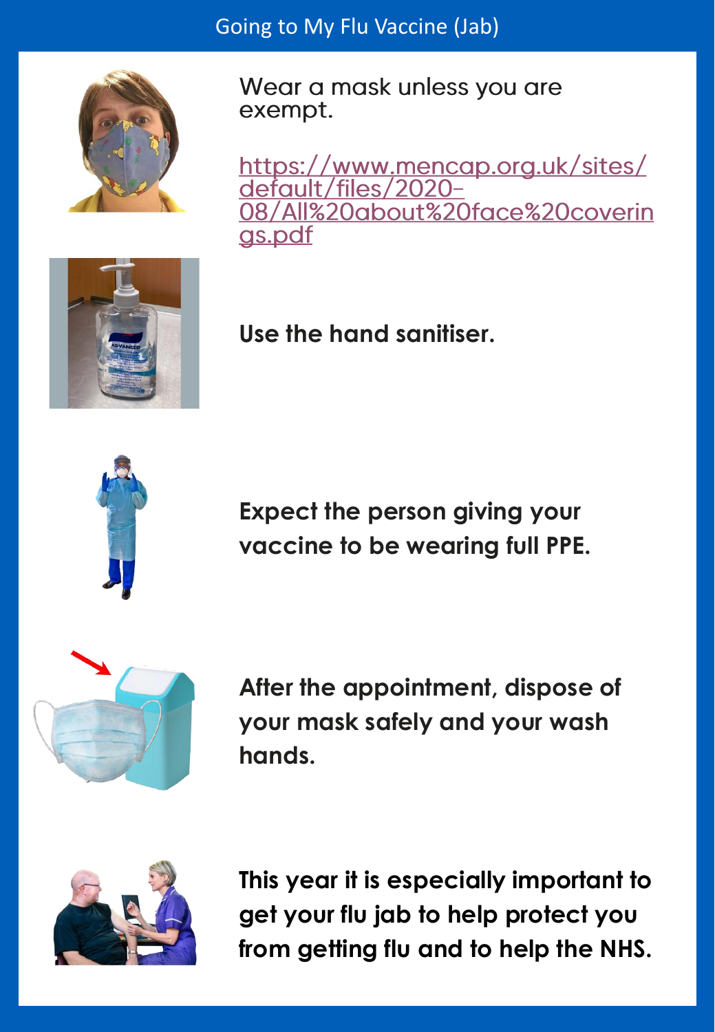# Going to My Flu Vaccine (Jab)

Wear a mask unless you are exempt.

https://www.mencap.org.uk/sites/default/files/2020-08/All%20about%20face%20coverings.pdf

**Use the hand sanitiser.**

**Expect the person giving your vaccine to be wearing full PPE.**

**After the appointment, dispose of your mask safely and your wash hands.**

**This year it is especially important to get your flu jab to help protect you from getting flu and to help the NHS.**